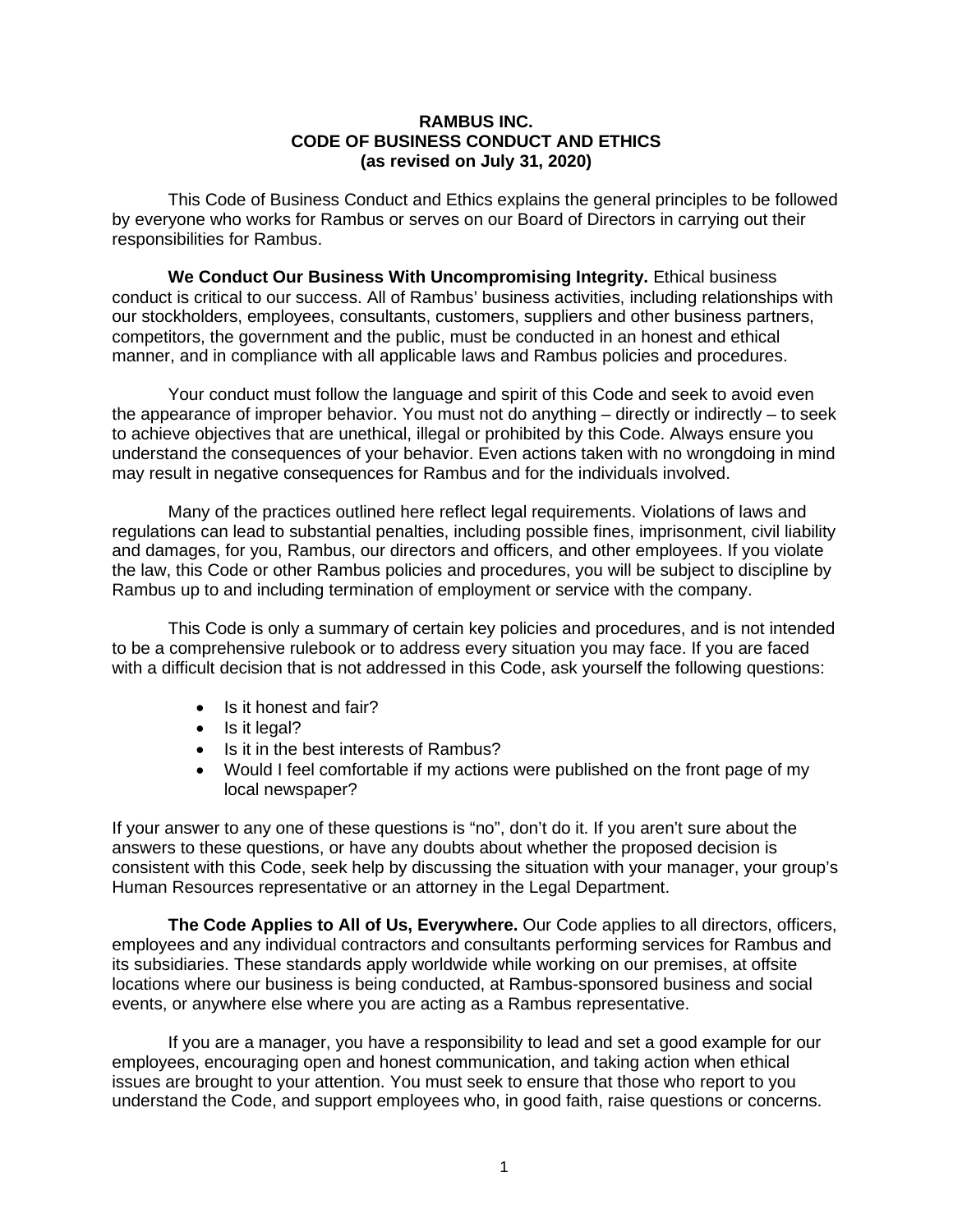# RAMBUS INC.
# CODE OF BUSINESS CONDUCT AND ETHICS
**(as revised on July 31, 2020)**

This Code of Business Conduct and Ethics explains the general principles to be followed by everyone who works for Rambus or serves on our Board of Directors in carrying out their responsibilities for Rambus.

**We Conduct Our Business With Uncompromising Integrity.** Ethical business conduct is critical to our success. All of Rambus' business activities, including relationships with our stockholders, employees, consultants, customers, suppliers and other business partners, competitors, the government and the public, must be conducted in an honest and ethical manner, and in compliance with all applicable laws and Rambus policies and procedures.

Your conduct must follow the language and spirit of this Code and seek to avoid even the appearance of improper behavior. You must not do anything – directly or indirectly – to seek to achieve objectives that are unethical, illegal or prohibited by this Code. Always ensure you understand the consequences of your behavior. Even actions taken with no wrongdoing in mind may result in negative consequences for Rambus and for the individuals involved.

Many of the practices outlined here reflect legal requirements. Violations of laws and regulations can lead to substantial penalties, including possible fines, imprisonment, civil liability and damages, for you, Rambus, our directors and officers, and other employees. If you violate the law, this Code or other Rambus policies and procedures, you will be subject to discipline by Rambus up to and including termination of employment or service with the company.

This Code is only a summary of certain key policies and procedures, and is not intended to be a comprehensive rulebook or to address every situation you may face. If you are faced with a difficult decision that is not addressed in this Code, ask yourself the following questions:

- Is it honest and fair?
- Is it legal?
- Is it in the best interests of Rambus?
- Would I feel comfortable if my actions were published on the front page of my local newspaper?

If your answer to any one of these questions is "no", don't do it. If you aren't sure about the answers to these questions, or have any doubts about whether the proposed decision is consistent with this Code, seek help by discussing the situation with your manager, your group's Human Resources representative or an attorney in the Legal Department.

**The Code Applies to All of Us, Everywhere.** Our Code applies to all directors, officers, employees and any individual contractors and consultants performing services for Rambus and its subsidiaries. These standards apply worldwide while working on our premises, at offsite locations where our business is being conducted, at Rambus-sponsored business and social events, or anywhere else where you are acting as a Rambus representative.

If you are a manager, you have a responsibility to lead and set a good example for our employees, encouraging open and honest communication, and taking action when ethical issues are brought to your attention. You must seek to ensure that those who report to you understand the Code, and support employees who, in good faith, raise questions or concerns.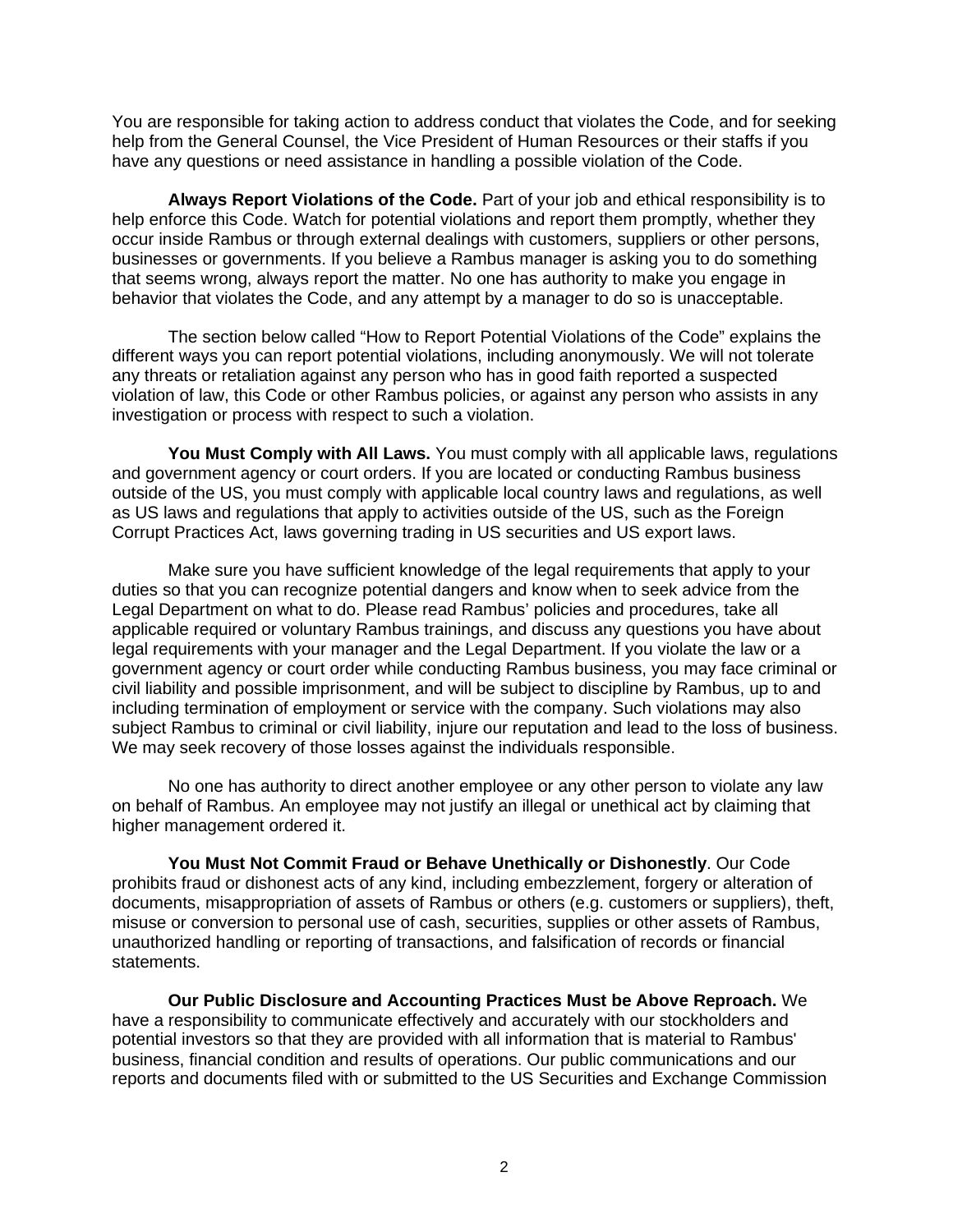You are responsible for taking action to address conduct that violates the Code, and for seeking help from the General Counsel, the Vice President of Human Resources or their staffs if you have any questions or need assistance in handling a possible violation of the Code.

**Always Report Violations of the Code.** Part of your job and ethical responsibility is to help enforce this Code. Watch for potential violations and report them promptly, whether they occur inside Rambus or through external dealings with customers, suppliers or other persons, businesses or governments. If you believe a Rambus manager is asking you to do something that seems wrong, always report the matter. No one has authority to make you engage in behavior that violates the Code, and any attempt by a manager to do so is unacceptable.

The section below called "How to Report Potential Violations of the Code" explains the different ways you can report potential violations, including anonymously. We will not tolerate any threats or retaliation against any person who has in good faith reported a suspected violation of law, this Code or other Rambus policies, or against any person who assists in any investigation or process with respect to such a violation.

**You Must Comply with All Laws.** You must comply with all applicable laws, regulations and government agency or court orders. If you are located or conducting Rambus business outside of the US, you must comply with applicable local country laws and regulations, as well as US laws and regulations that apply to activities outside of the US, such as the Foreign Corrupt Practices Act, laws governing trading in US securities and US export laws.

Make sure you have sufficient knowledge of the legal requirements that apply to your duties so that you can recognize potential dangers and know when to seek advice from the Legal Department on what to do. Please read Rambus' policies and procedures, take all applicable required or voluntary Rambus trainings, and discuss any questions you have about legal requirements with your manager and the Legal Department. If you violate the law or a government agency or court order while conducting Rambus business, you may face criminal or civil liability and possible imprisonment, and will be subject to discipline by Rambus, up to and including termination of employment or service with the company. Such violations may also subject Rambus to criminal or civil liability, injure our reputation and lead to the loss of business. We may seek recovery of those losses against the individuals responsible.

No one has authority to direct another employee or any other person to violate any law on behalf of Rambus. An employee may not justify an illegal or unethical act by claiming that higher management ordered it.

**You Must Not Commit Fraud or Behave Unethically or Dishonestly**. Our Code prohibits fraud or dishonest acts of any kind, including embezzlement, forgery or alteration of documents, misappropriation of assets of Rambus or others (e.g. customers or suppliers), theft, misuse or conversion to personal use of cash, securities, supplies or other assets of Rambus, unauthorized handling or reporting of transactions, and falsification of records or financial statements.

**Our Public Disclosure and Accounting Practices Must be Above Reproach.** We have a responsibility to communicate effectively and accurately with our stockholders and potential investors so that they are provided with all information that is material to Rambus' business, financial condition and results of operations. Our public communications and our reports and documents filed with or submitted to the US Securities and Exchange Commission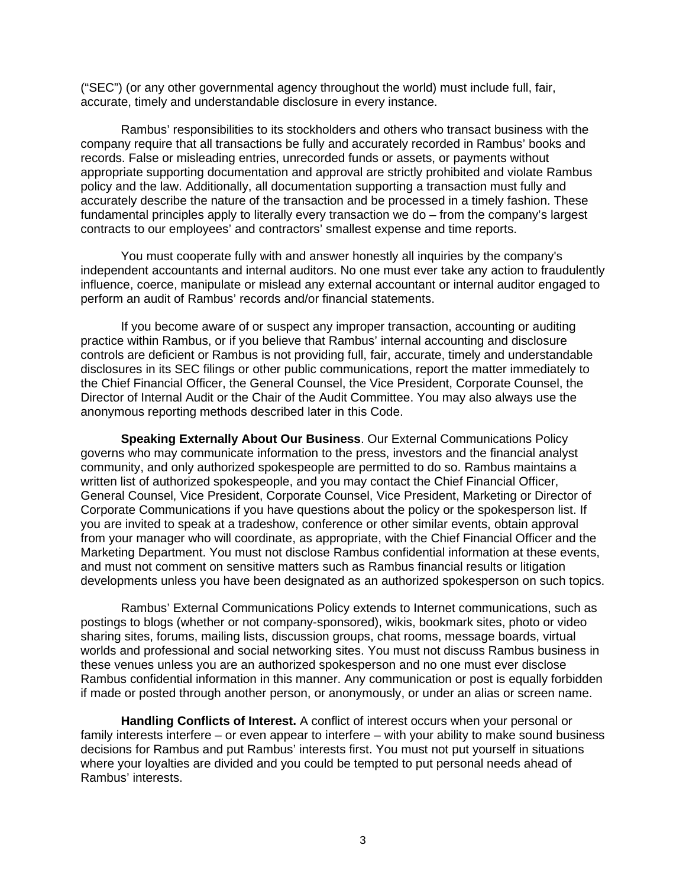("SEC") (or any other governmental agency throughout the world) must include full, fair, accurate, timely and understandable disclosure in every instance.

Rambus' responsibilities to its stockholders and others who transact business with the company require that all transactions be fully and accurately recorded in Rambus' books and records. False or misleading entries, unrecorded funds or assets, or payments without appropriate supporting documentation and approval are strictly prohibited and violate Rambus policy and the law. Additionally, all documentation supporting a transaction must fully and accurately describe the nature of the transaction and be processed in a timely fashion. These fundamental principles apply to literally every transaction we do – from the company's largest contracts to our employees' and contractors' smallest expense and time reports.

You must cooperate fully with and answer honestly all inquiries by the company's independent accountants and internal auditors. No one must ever take any action to fraudulently influence, coerce, manipulate or mislead any external accountant or internal auditor engaged to perform an audit of Rambus' records and/or financial statements.

If you become aware of or suspect any improper transaction, accounting or auditing practice within Rambus, or if you believe that Rambus' internal accounting and disclosure controls are deficient or Rambus is not providing full, fair, accurate, timely and understandable disclosures in its SEC filings or other public communications, report the matter immediately to the Chief Financial Officer, the General Counsel, the Vice President, Corporate Counsel, the Director of Internal Audit or the Chair of the Audit Committee. You may also always use the anonymous reporting methods described later in this Code.

**Speaking Externally About Our Business**. Our External Communications Policy governs who may communicate information to the press, investors and the financial analyst community, and only authorized spokespeople are permitted to do so. Rambus maintains a written list of authorized spokespeople, and you may contact the Chief Financial Officer, General Counsel, Vice President, Corporate Counsel, Vice President, Marketing or Director of Corporate Communications if you have questions about the policy or the spokesperson list. If you are invited to speak at a tradeshow, conference or other similar events, obtain approval from your manager who will coordinate, as appropriate, with the Chief Financial Officer and the Marketing Department. You must not disclose Rambus confidential information at these events, and must not comment on sensitive matters such as Rambus financial results or litigation developments unless you have been designated as an authorized spokesperson on such topics.

Rambus' External Communications Policy extends to Internet communications, such as postings to blogs (whether or not company-sponsored), wikis, bookmark sites, photo or video sharing sites, forums, mailing lists, discussion groups, chat rooms, message boards, virtual worlds and professional and social networking sites. You must not discuss Rambus business in these venues unless you are an authorized spokesperson and no one must ever disclose Rambus confidential information in this manner. Any communication or post is equally forbidden if made or posted through another person, or anonymously, or under an alias or screen name.

**Handling Conflicts of Interest.** A conflict of interest occurs when your personal or family interests interfere – or even appear to interfere – with your ability to make sound business decisions for Rambus and put Rambus' interests first. You must not put yourself in situations where your loyalties are divided and you could be tempted to put personal needs ahead of Rambus' interests.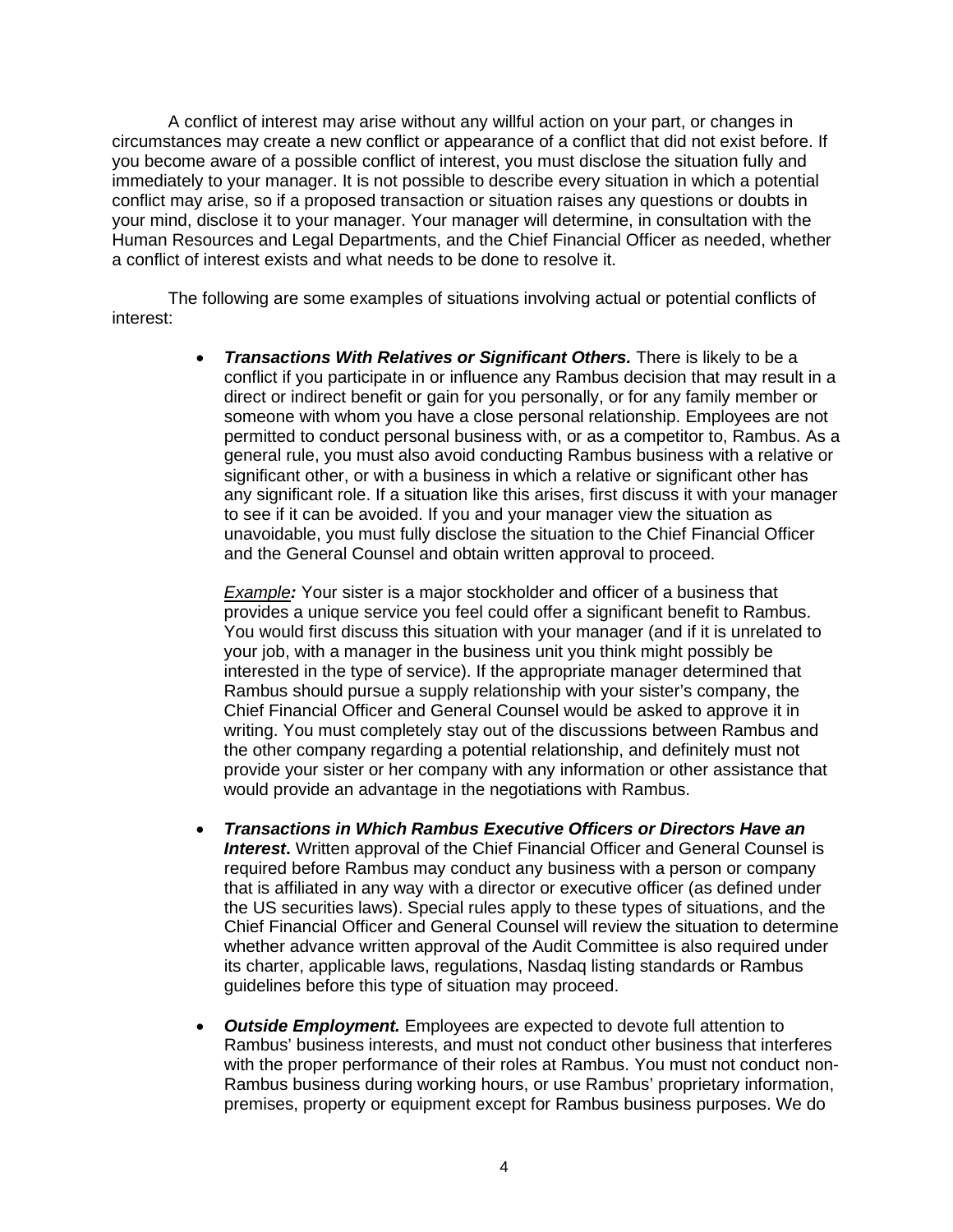A conflict of interest may arise without any willful action on your part, or changes in circumstances may create a new conflict or appearance of a conflict that did not exist before. If you become aware of a possible conflict of interest, you must disclose the situation fully and immediately to your manager. It is not possible to describe every situation in which a potential conflict may arise, so if a proposed transaction or situation raises any questions or doubts in your mind, disclose it to your manager. Your manager will determine, in consultation with the Human Resources and Legal Departments, and the Chief Financial Officer as needed, whether a conflict of interest exists and what needs to be done to resolve it.

The following are some examples of situations involving actual or potential conflicts of interest:

- ***Transactions With Relatives or Significant Others.*** There is likely to be a conflict if you participate in or influence any Rambus decision that may result in a direct or indirect benefit or gain for you personally, or for any family member or someone with whom you have a close personal relationship. Employees are not permitted to conduct personal business with, or as a competitor to, Rambus. As a general rule, you must also avoid conducting Rambus business with a relative or significant other, or with a business in which a relative or significant other has any significant role. If a situation like this arises, first discuss it with your manager to see if it can be avoided. If you and your manager view the situation as unavoidable, you must fully disclose the situation to the Chief Financial Officer and the General Counsel and obtain written approval to proceed.

  *Example**:*** Your sister is a major stockholder and officer of a business that provides a unique service you feel could offer a significant benefit to Rambus. You would first discuss this situation with your manager (and if it is unrelated to your job, with a manager in the business unit you think might possibly be interested in the type of service). If the appropriate manager determined that Rambus should pursue a supply relationship with your sister's company, the Chief Financial Officer and General Counsel would be asked to approve it in writing. You must completely stay out of the discussions between Rambus and the other company regarding a potential relationship, and definitely must not provide your sister or her company with any information or other assistance that would provide an advantage in the negotiations with Rambus.

- ***Transactions in Which Rambus Executive Officers or Directors Have an Interest*****.** Written approval of the Chief Financial Officer and General Counsel is required before Rambus may conduct any business with a person or company that is affiliated in any way with a director or executive officer (as defined under the US securities laws). Special rules apply to these types of situations, and the Chief Financial Officer and General Counsel will review the situation to determine whether advance written approval of the Audit Committee is also required under its charter, applicable laws, regulations, Nasdaq listing standards or Rambus guidelines before this type of situation may proceed.

- ***Outside Employment.*** Employees are expected to devote full attention to Rambus' business interests, and must not conduct other business that interferes with the proper performance of their roles at Rambus. You must not conduct non-Rambus business during working hours, or use Rambus' proprietary information, premises, property or equipment except for Rambus business purposes. We do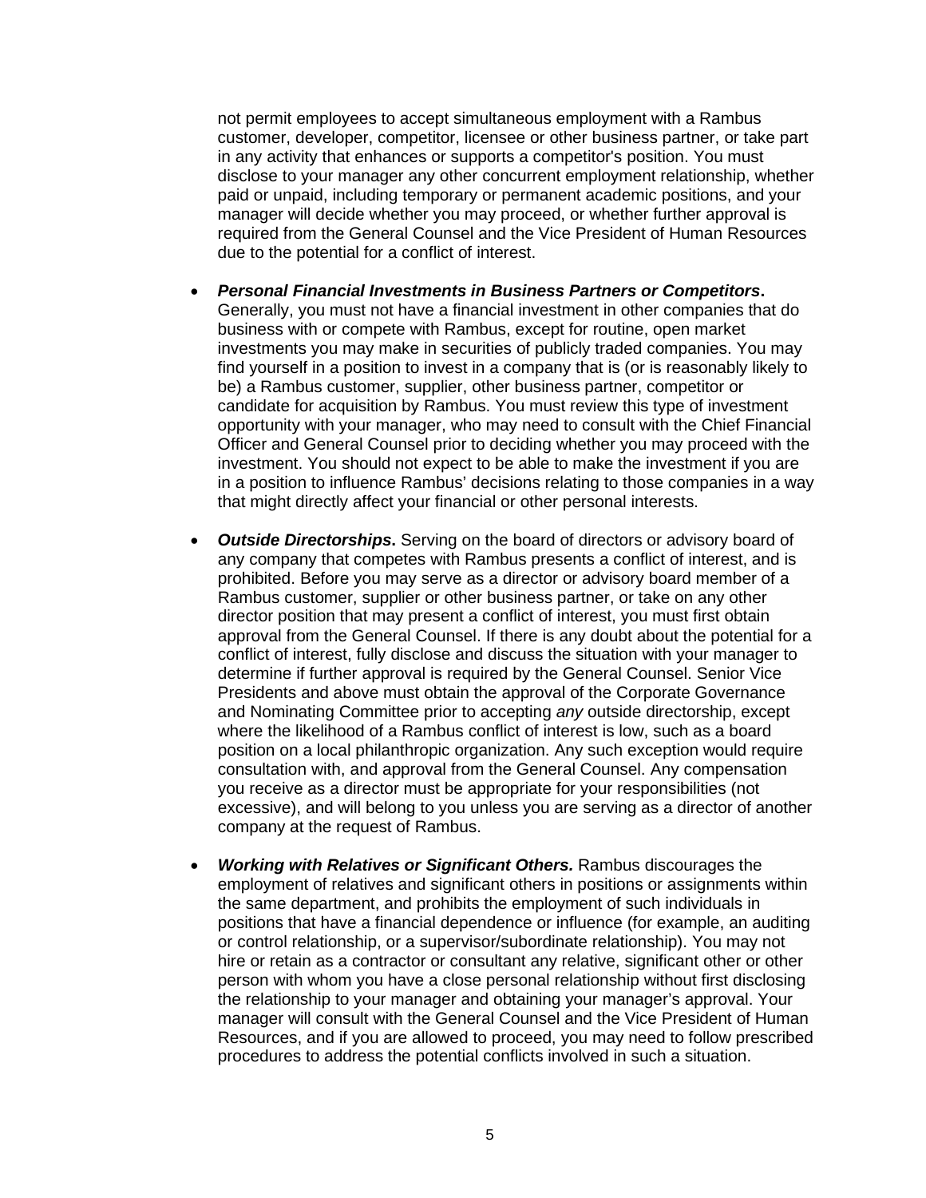not permit employees to accept simultaneous employment with a Rambus customer, developer, competitor, licensee or other business partner, or take part in any activity that enhances or supports a competitor's position. You must disclose to your manager any other concurrent employment relationship, whether paid or unpaid, including temporary or permanent academic positions, and your manager will decide whether you may proceed, or whether further approval is required from the General Counsel and the Vice President of Human Resources due to the potential for a conflict of interest.

- ***Personal Financial Investments in Business Partners or Competitors*.** Generally, you must not have a financial investment in other companies that do business with or compete with Rambus, except for routine, open market investments you may make in securities of publicly traded companies. You may find yourself in a position to invest in a company that is (or is reasonably likely to be) a Rambus customer, supplier, other business partner, competitor or candidate for acquisition by Rambus. You must review this type of investment opportunity with your manager, who may need to consult with the Chief Financial Officer and General Counsel prior to deciding whether you may proceed with the investment. You should not expect to be able to make the investment if you are in a position to influence Rambus' decisions relating to those companies in a way that might directly affect your financial or other personal interests.

- ***Outside Directorships*.** Serving on the board of directors or advisory board of any company that competes with Rambus presents a conflict of interest, and is prohibited. Before you may serve as a director or advisory board member of a Rambus customer, supplier or other business partner, or take on any other director position that may present a conflict of interest, you must first obtain approval from the General Counsel. If there is any doubt about the potential for a conflict of interest, fully disclose and discuss the situation with your manager to determine if further approval is required by the General Counsel. Senior Vice Presidents and above must obtain the approval of the Corporate Governance and Nominating Committee prior to accepting *any* outside directorship, except where the likelihood of a Rambus conflict of interest is low, such as a board position on a local philanthropic organization. Any such exception would require consultation with, and approval from the General Counsel. Any compensation you receive as a director must be appropriate for your responsibilities (not excessive), and will belong to you unless you are serving as a director of another company at the request of Rambus.

- ***Working with Relatives or Significant Others.*** Rambus discourages the employment of relatives and significant others in positions or assignments within the same department, and prohibits the employment of such individuals in positions that have a financial dependence or influence (for example, an auditing or control relationship, or a supervisor/subordinate relationship). You may not hire or retain as a contractor or consultant any relative, significant other or other person with whom you have a close personal relationship without first disclosing the relationship to your manager and obtaining your manager's approval. Your manager will consult with the General Counsel and the Vice President of Human Resources, and if you are allowed to proceed, you may need to follow prescribed procedures to address the potential conflicts involved in such a situation.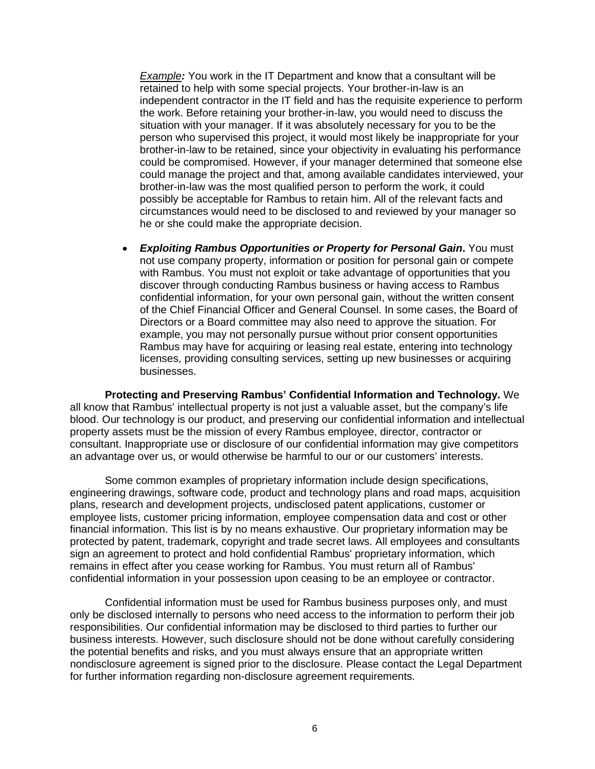*<u>Example</u>:* You work in the IT Department and know that a consultant will be retained to help with some special projects. Your brother-in-law is an independent contractor in the IT field and has the requisite experience to perform the work. Before retaining your brother-in-law, you would need to discuss the situation with your manager. If it was absolutely necessary for you to be the person who supervised this project, it would most likely be inappropriate for your brother-in-law to be retained, since your objectivity in evaluating his performance could be compromised. However, if your manager determined that someone else could manage the project and that, among available candidates interviewed, your brother-in-law was the most qualified person to perform the work, it could possibly be acceptable for Rambus to retain him. All of the relevant facts and circumstances would need to be disclosed to and reviewed by your manager so he or she could make the appropriate decision.

- ***Exploiting Rambus Opportunities or Property for Personal Gain*.** You must not use company property, information or position for personal gain or compete with Rambus. You must not exploit or take advantage of opportunities that you discover through conducting Rambus business or having access to Rambus confidential information, for your own personal gain, without the written consent of the Chief Financial Officer and General Counsel. In some cases, the Board of Directors or a Board committee may also need to approve the situation. For example, you may not personally pursue without prior consent opportunities Rambus may have for acquiring or leasing real estate, entering into technology licenses, providing consulting services, setting up new businesses or acquiring businesses.

**Protecting and Preserving Rambus' Confidential Information and Technology.** We all know that Rambus' intellectual property is not just a valuable asset, but the company's life blood. Our technology is our product, and preserving our confidential information and intellectual property assets must be the mission of every Rambus employee, director, contractor or consultant. Inappropriate use or disclosure of our confidential information may give competitors an advantage over us, or would otherwise be harmful to our or our customers' interests.

Some common examples of proprietary information include design specifications, engineering drawings, software code, product and technology plans and road maps, acquisition plans, research and development projects, undisclosed patent applications, customer or employee lists, customer pricing information, employee compensation data and cost or other financial information. This list is by no means exhaustive. Our proprietary information may be protected by patent, trademark, copyright and trade secret laws. All employees and consultants sign an agreement to protect and hold confidential Rambus' proprietary information, which remains in effect after you cease working for Rambus. You must return all of Rambus' confidential information in your possession upon ceasing to be an employee or contractor.

Confidential information must be used for Rambus business purposes only, and must only be disclosed internally to persons who need access to the information to perform their job responsibilities. Our confidential information may be disclosed to third parties to further our business interests. However, such disclosure should not be done without carefully considering the potential benefits and risks, and you must always ensure that an appropriate written nondisclosure agreement is signed prior to the disclosure. Please contact the Legal Department for further information regarding non-disclosure agreement requirements.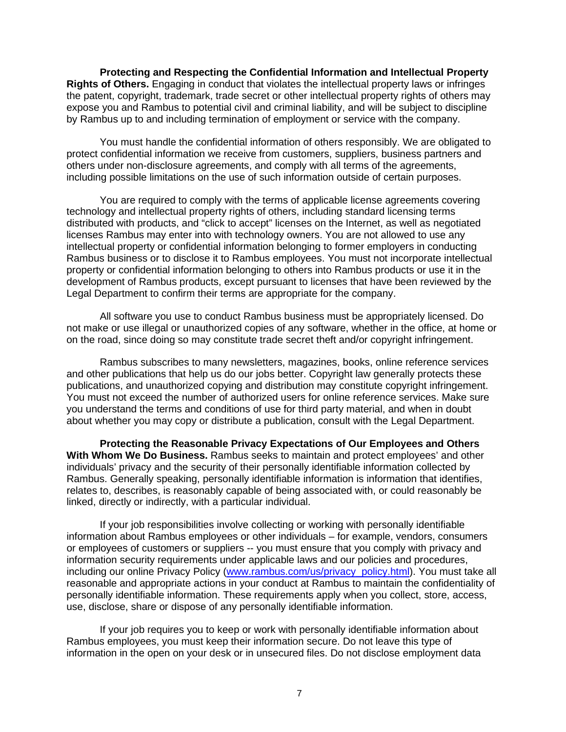**Protecting and Respecting the Confidential Information and Intellectual Property Rights of Others.** Engaging in conduct that violates the intellectual property laws or infringes the patent, copyright, trademark, trade secret or other intellectual property rights of others may expose you and Rambus to potential civil and criminal liability, and will be subject to discipline by Rambus up to and including termination of employment or service with the company.

You must handle the confidential information of others responsibly. We are obligated to protect confidential information we receive from customers, suppliers, business partners and others under non-disclosure agreements, and comply with all terms of the agreements, including possible limitations on the use of such information outside of certain purposes.

You are required to comply with the terms of applicable license agreements covering technology and intellectual property rights of others, including standard licensing terms distributed with products, and "click to accept" licenses on the Internet, as well as negotiated licenses Rambus may enter into with technology owners. You are not allowed to use any intellectual property or confidential information belonging to former employers in conducting Rambus business or to disclose it to Rambus employees. You must not incorporate intellectual property or confidential information belonging to others into Rambus products or use it in the development of Rambus products, except pursuant to licenses that have been reviewed by the Legal Department to confirm their terms are appropriate for the company.

All software you use to conduct Rambus business must be appropriately licensed. Do not make or use illegal or unauthorized copies of any software, whether in the office, at home or on the road, since doing so may constitute trade secret theft and/or copyright infringement.

Rambus subscribes to many newsletters, magazines, books, online reference services and other publications that help us do our jobs better. Copyright law generally protects these publications, and unauthorized copying and distribution may constitute copyright infringement. You must not exceed the number of authorized users for online reference services. Make sure you understand the terms and conditions of use for third party material, and when in doubt about whether you may copy or distribute a publication, consult with the Legal Department.

**Protecting the Reasonable Privacy Expectations of Our Employees and Others With Whom We Do Business.** Rambus seeks to maintain and protect employees' and other individuals' privacy and the security of their personally identifiable information collected by Rambus. Generally speaking, personally identifiable information is information that identifies, relates to, describes, is reasonably capable of being associated with, or could reasonably be linked, directly or indirectly, with a particular individual.

If your job responsibilities involve collecting or working with personally identifiable information about Rambus employees or other individuals – for example, vendors, consumers or employees of customers or suppliers -- you must ensure that you comply with privacy and information security requirements under applicable laws and our policies and procedures, including our online Privacy Policy ([www.rambus.com/us/privacy_policy.html](www.rambus.com/us/privacy_policy.html)). You must take all reasonable and appropriate actions in your conduct at Rambus to maintain the confidentiality of personally identifiable information. These requirements apply when you collect, store, access, use, disclose, share or dispose of any personally identifiable information.

If your job requires you to keep or work with personally identifiable information about Rambus employees, you must keep their information secure. Do not leave this type of information in the open on your desk or in unsecured files. Do not disclose employment data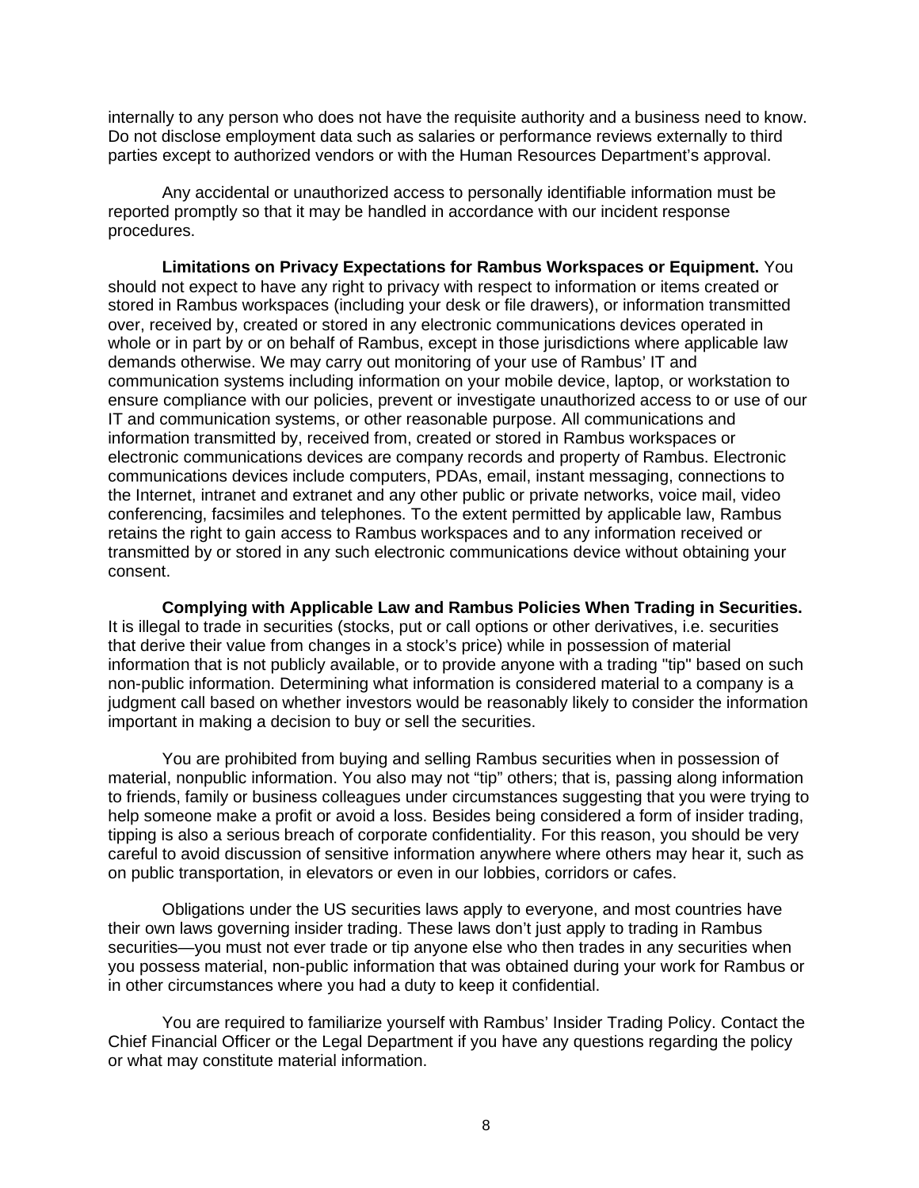internally to any person who does not have the requisite authority and a business need to know. Do not disclose employment data such as salaries or performance reviews externally to third parties except to authorized vendors or with the Human Resources Department's approval.

Any accidental or unauthorized access to personally identifiable information must be reported promptly so that it may be handled in accordance with our incident response procedures.

**Limitations on Privacy Expectations for Rambus Workspaces or Equipment.** You should not expect to have any right to privacy with respect to information or items created or stored in Rambus workspaces (including your desk or file drawers), or information transmitted over, received by, created or stored in any electronic communications devices operated in whole or in part by or on behalf of Rambus, except in those jurisdictions where applicable law demands otherwise. We may carry out monitoring of your use of Rambus' IT and communication systems including information on your mobile device, laptop, or workstation to ensure compliance with our policies, prevent or investigate unauthorized access to or use of our IT and communication systems, or other reasonable purpose. All communications and information transmitted by, received from, created or stored in Rambus workspaces or electronic communications devices are company records and property of Rambus. Electronic communications devices include computers, PDAs, email, instant messaging, connections to the Internet, intranet and extranet and any other public or private networks, voice mail, video conferencing, facsimiles and telephones. To the extent permitted by applicable law, Rambus retains the right to gain access to Rambus workspaces and to any information received or transmitted by or stored in any such electronic communications device without obtaining your consent.

**Complying with Applicable Law and Rambus Policies When Trading in Securities.** It is illegal to trade in securities (stocks, put or call options or other derivatives, i.e. securities that derive their value from changes in a stock's price) while in possession of material information that is not publicly available, or to provide anyone with a trading "tip" based on such non-public information. Determining what information is considered material to a company is a judgment call based on whether investors would be reasonably likely to consider the information important in making a decision to buy or sell the securities.

You are prohibited from buying and selling Rambus securities when in possession of material, nonpublic information. You also may not "tip" others; that is, passing along information to friends, family or business colleagues under circumstances suggesting that you were trying to help someone make a profit or avoid a loss. Besides being considered a form of insider trading, tipping is also a serious breach of corporate confidentiality. For this reason, you should be very careful to avoid discussion of sensitive information anywhere where others may hear it, such as on public transportation, in elevators or even in our lobbies, corridors or cafes.

Obligations under the US securities laws apply to everyone, and most countries have their own laws governing insider trading. These laws don't just apply to trading in Rambus securities—you must not ever trade or tip anyone else who then trades in any securities when you possess material, non-public information that was obtained during your work for Rambus or in other circumstances where you had a duty to keep it confidential.

You are required to familiarize yourself with Rambus' Insider Trading Policy. Contact the Chief Financial Officer or the Legal Department if you have any questions regarding the policy or what may constitute material information.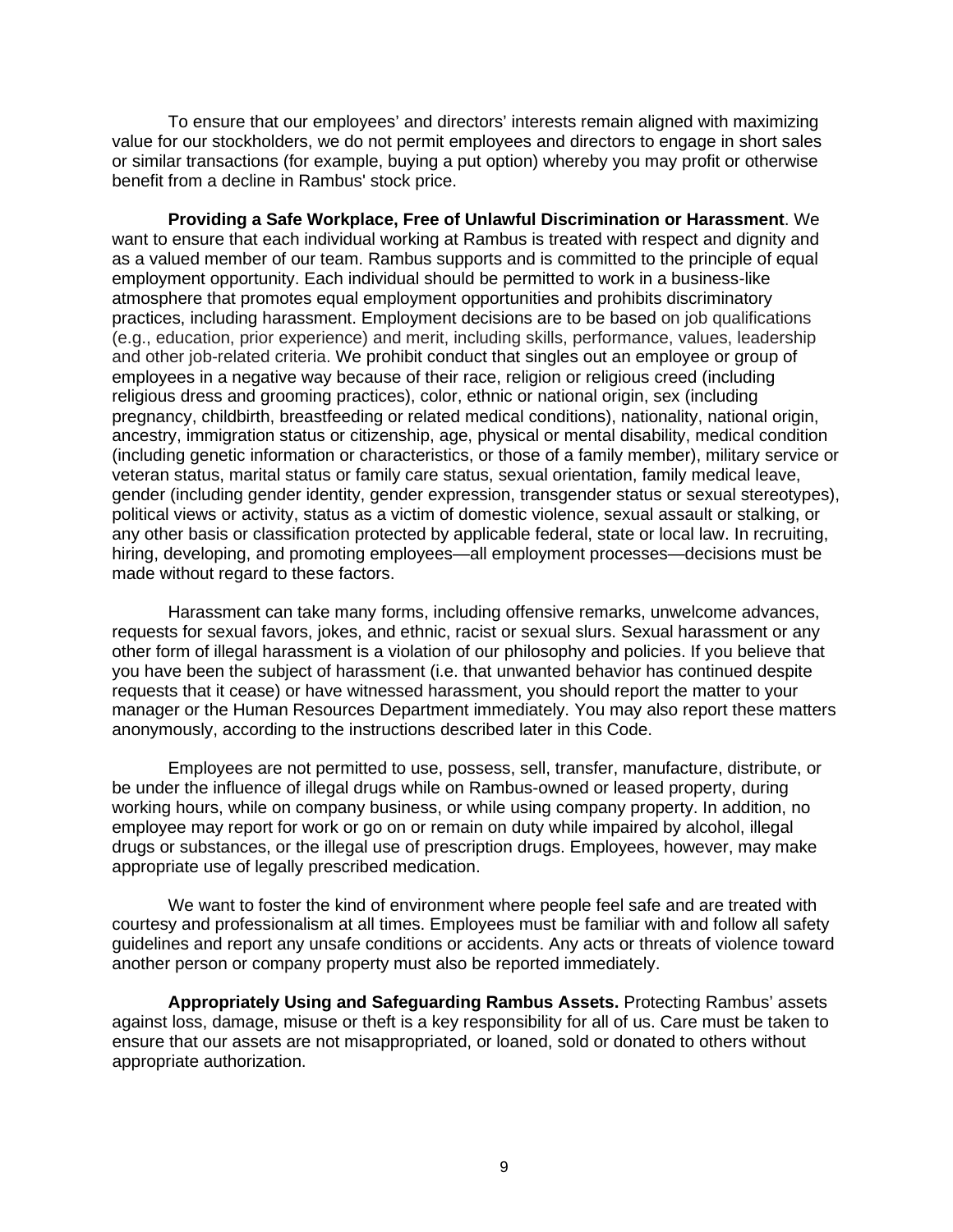To ensure that our employees' and directors' interests remain aligned with maximizing value for our stockholders, we do not permit employees and directors to engage in short sales or similar transactions (for example, buying a put option) whereby you may profit or otherwise benefit from a decline in Rambus' stock price.

**Providing a Safe Workplace, Free of Unlawful Discrimination or Harassment**. We want to ensure that each individual working at Rambus is treated with respect and dignity and as a valued member of our team. Rambus supports and is committed to the principle of equal employment opportunity. Each individual should be permitted to work in a business-like atmosphere that promotes equal employment opportunities and prohibits discriminatory practices, including harassment. Employment decisions are to be based on job qualifications (e.g., education, prior experience) and merit, including skills, performance, values, leadership and other job-related criteria. We prohibit conduct that singles out an employee or group of employees in a negative way because of their race, religion or religious creed (including religious dress and grooming practices), color, ethnic or national origin, sex (including pregnancy, childbirth, breastfeeding or related medical conditions), nationality, national origin, ancestry, immigration status or citizenship, age, physical or mental disability, medical condition (including genetic information or characteristics, or those of a family member), military service or veteran status, marital status or family care status, sexual orientation, family medical leave, gender (including gender identity, gender expression, transgender status or sexual stereotypes), political views or activity, status as a victim of domestic violence, sexual assault or stalking, or any other basis or classification protected by applicable federal, state or local law. In recruiting, hiring, developing, and promoting employees—all employment processes—decisions must be made without regard to these factors.

Harassment can take many forms, including offensive remarks, unwelcome advances, requests for sexual favors, jokes, and ethnic, racist or sexual slurs. Sexual harassment or any other form of illegal harassment is a violation of our philosophy and policies. If you believe that you have been the subject of harassment (i.e. that unwanted behavior has continued despite requests that it cease) or have witnessed harassment, you should report the matter to your manager or the Human Resources Department immediately. You may also report these matters anonymously, according to the instructions described later in this Code.

Employees are not permitted to use, possess, sell, transfer, manufacture, distribute, or be under the influence of illegal drugs while on Rambus-owned or leased property, during working hours, while on company business, or while using company property. In addition, no employee may report for work or go on or remain on duty while impaired by alcohol, illegal drugs or substances, or the illegal use of prescription drugs. Employees, however, may make appropriate use of legally prescribed medication.

We want to foster the kind of environment where people feel safe and are treated with courtesy and professionalism at all times. Employees must be familiar with and follow all safety guidelines and report any unsafe conditions or accidents. Any acts or threats of violence toward another person or company property must also be reported immediately.

**Appropriately Using and Safeguarding Rambus Assets.** Protecting Rambus' assets against loss, damage, misuse or theft is a key responsibility for all of us. Care must be taken to ensure that our assets are not misappropriated, or loaned, sold or donated to others without appropriate authorization.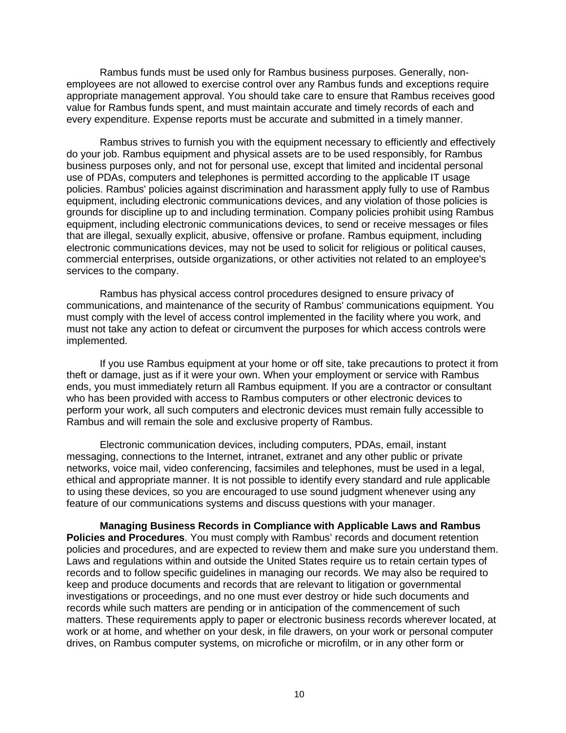Rambus funds must be used only for Rambus business purposes. Generally, non-employees are not allowed to exercise control over any Rambus funds and exceptions require appropriate management approval. You should take care to ensure that Rambus receives good value for Rambus funds spent, and must maintain accurate and timely records of each and every expenditure. Expense reports must be accurate and submitted in a timely manner.

Rambus strives to furnish you with the equipment necessary to efficiently and effectively do your job. Rambus equipment and physical assets are to be used responsibly, for Rambus business purposes only, and not for personal use, except that limited and incidental personal use of PDAs, computers and telephones is permitted according to the applicable IT usage policies. Rambus' policies against discrimination and harassment apply fully to use of Rambus equipment, including electronic communications devices, and any violation of those policies is grounds for discipline up to and including termination. Company policies prohibit using Rambus equipment, including electronic communications devices, to send or receive messages or files that are illegal, sexually explicit, abusive, offensive or profane. Rambus equipment, including electronic communications devices, may not be used to solicit for religious or political causes, commercial enterprises, outside organizations, or other activities not related to an employee's services to the company.

Rambus has physical access control procedures designed to ensure privacy of communications, and maintenance of the security of Rambus' communications equipment. You must comply with the level of access control implemented in the facility where you work, and must not take any action to defeat or circumvent the purposes for which access controls were implemented.

If you use Rambus equipment at your home or off site, take precautions to protect it from theft or damage, just as if it were your own. When your employment or service with Rambus ends, you must immediately return all Rambus equipment. If you are a contractor or consultant who has been provided with access to Rambus computers or other electronic devices to perform your work, all such computers and electronic devices must remain fully accessible to Rambus and will remain the sole and exclusive property of Rambus.

Electronic communication devices, including computers, PDAs, email, instant messaging, connections to the Internet, intranet, extranet and any other public or private networks, voice mail, video conferencing, facsimiles and telephones, must be used in a legal, ethical and appropriate manner. It is not possible to identify every standard and rule applicable to using these devices, so you are encouraged to use sound judgment whenever using any feature of our communications systems and discuss questions with your manager.

**Managing Business Records in Compliance with Applicable Laws and Rambus Policies and Procedures**. You must comply with Rambus' records and document retention policies and procedures, and are expected to review them and make sure you understand them. Laws and regulations within and outside the United States require us to retain certain types of records and to follow specific guidelines in managing our records. We may also be required to keep and produce documents and records that are relevant to litigation or governmental investigations or proceedings, and no one must ever destroy or hide such documents and records while such matters are pending or in anticipation of the commencement of such matters. These requirements apply to paper or electronic business records wherever located, at work or at home, and whether on your desk, in file drawers, on your work or personal computer drives, on Rambus computer systems, on microfiche or microfilm, or in any other form or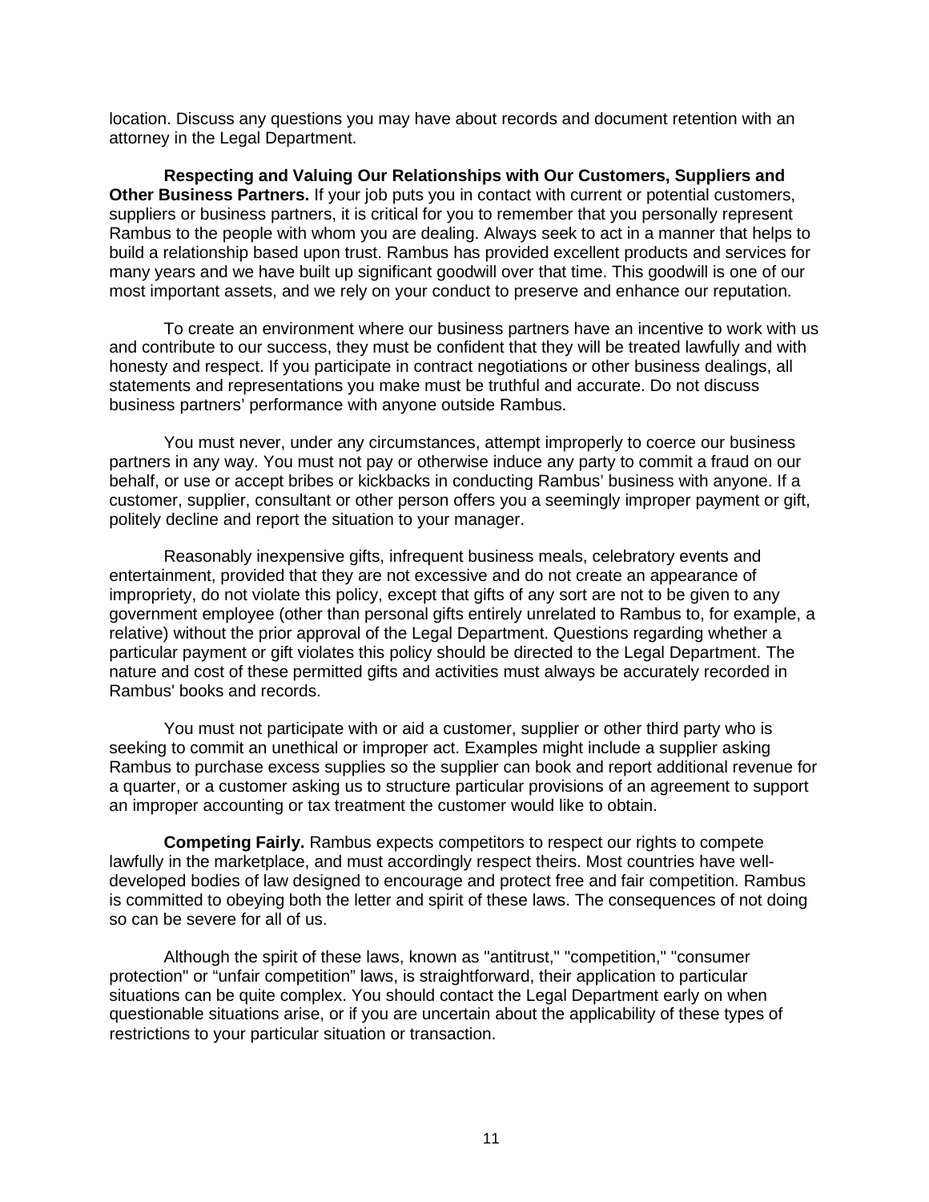location. Discuss any questions you may have about records and document retention with an attorney in the Legal Department.

**Respecting and Valuing Our Relationships with Our Customers, Suppliers and Other Business Partners.** If your job puts you in contact with current or potential customers, suppliers or business partners, it is critical for you to remember that you personally represent Rambus to the people with whom you are dealing. Always seek to act in a manner that helps to build a relationship based upon trust. Rambus has provided excellent products and services for many years and we have built up significant goodwill over that time. This goodwill is one of our most important assets, and we rely on your conduct to preserve and enhance our reputation.

To create an environment where our business partners have an incentive to work with us and contribute to our success, they must be confident that they will be treated lawfully and with honesty and respect. If you participate in contract negotiations or other business dealings, all statements and representations you make must be truthful and accurate. Do not discuss business partners' performance with anyone outside Rambus.

You must never, under any circumstances, attempt improperly to coerce our business partners in any way. You must not pay or otherwise induce any party to commit a fraud on our behalf, or use or accept bribes or kickbacks in conducting Rambus' business with anyone. If a customer, supplier, consultant or other person offers you a seemingly improper payment or gift, politely decline and report the situation to your manager.

Reasonably inexpensive gifts, infrequent business meals, celebratory events and entertainment, provided that they are not excessive and do not create an appearance of impropriety, do not violate this policy, except that gifts of any sort are not to be given to any government employee (other than personal gifts entirely unrelated to Rambus to, for example, a relative) without the prior approval of the Legal Department. Questions regarding whether a particular payment or gift violates this policy should be directed to the Legal Department. The nature and cost of these permitted gifts and activities must always be accurately recorded in Rambus' books and records.

You must not participate with or aid a customer, supplier or other third party who is seeking to commit an unethical or improper act. Examples might include a supplier asking Rambus to purchase excess supplies so the supplier can book and report additional revenue for a quarter, or a customer asking us to structure particular provisions of an agreement to support an improper accounting or tax treatment the customer would like to obtain.

**Competing Fairly.** Rambus expects competitors to respect our rights to compete lawfully in the marketplace, and must accordingly respect theirs. Most countries have well-developed bodies of law designed to encourage and protect free and fair competition. Rambus is committed to obeying both the letter and spirit of these laws. The consequences of not doing so can be severe for all of us.

Although the spirit of these laws, known as "antitrust," "competition," "consumer protection" or "unfair competition" laws, is straightforward, their application to particular situations can be quite complex. You should contact the Legal Department early on when questionable situations arise, or if you are uncertain about the applicability of these types of restrictions to your particular situation or transaction.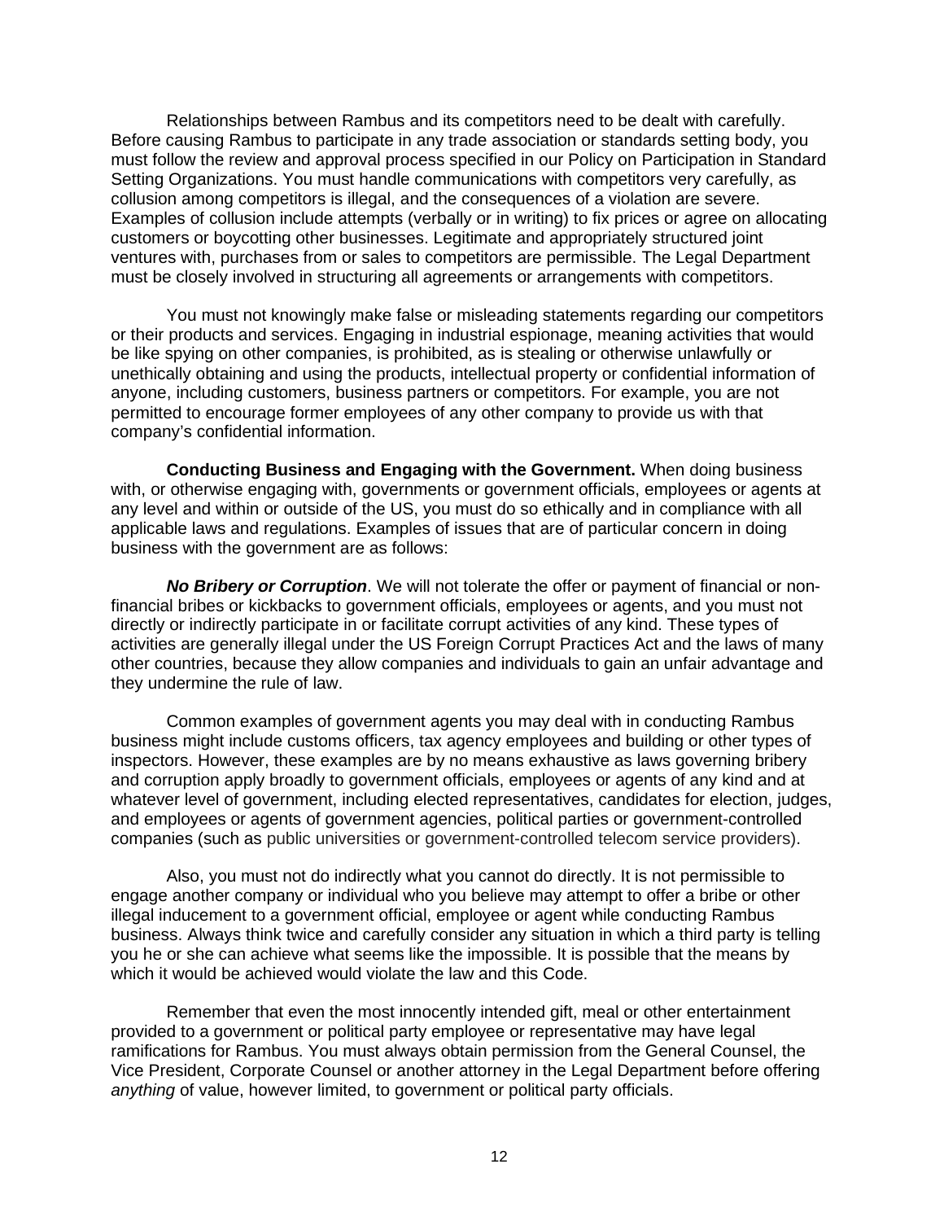Relationships between Rambus and its competitors need to be dealt with carefully. Before causing Rambus to participate in any trade association or standards setting body, you must follow the review and approval process specified in our Policy on Participation in Standard Setting Organizations. You must handle communications with competitors very carefully, as collusion among competitors is illegal, and the consequences of a violation are severe. Examples of collusion include attempts (verbally or in writing) to fix prices or agree on allocating customers or boycotting other businesses. Legitimate and appropriately structured joint ventures with, purchases from or sales to competitors are permissible. The Legal Department must be closely involved in structuring all agreements or arrangements with competitors.

You must not knowingly make false or misleading statements regarding our competitors or their products and services. Engaging in industrial espionage, meaning activities that would be like spying on other companies, is prohibited, as is stealing or otherwise unlawfully or unethically obtaining and using the products, intellectual property or confidential information of anyone, including customers, business partners or competitors. For example, you are not permitted to encourage former employees of any other company to provide us with that company's confidential information.

**Conducting Business and Engaging with the Government.** When doing business with, or otherwise engaging with, governments or government officials, employees or agents at any level and within or outside of the US, you must do so ethically and in compliance with all applicable laws and regulations. Examples of issues that are of particular concern in doing business with the government are as follows:

***No Bribery or Corruption***. We will not tolerate the offer or payment of financial or non-financial bribes or kickbacks to government officials, employees or agents, and you must not directly or indirectly participate in or facilitate corrupt activities of any kind. These types of activities are generally illegal under the US Foreign Corrupt Practices Act and the laws of many other countries, because they allow companies and individuals to gain an unfair advantage and they undermine the rule of law.

Common examples of government agents you may deal with in conducting Rambus business might include customs officers, tax agency employees and building or other types of inspectors. However, these examples are by no means exhaustive as laws governing bribery and corruption apply broadly to government officials, employees or agents of any kind and at whatever level of government, including elected representatives, candidates for election, judges, and employees or agents of government agencies, political parties or government-controlled companies (such as public universities or government-controlled telecom service providers).

Also, you must not do indirectly what you cannot do directly. It is not permissible to engage another company or individual who you believe may attempt to offer a bribe or other illegal inducement to a government official, employee or agent while conducting Rambus business. Always think twice and carefully consider any situation in which a third party is telling you he or she can achieve what seems like the impossible. It is possible that the means by which it would be achieved would violate the law and this Code.

Remember that even the most innocently intended gift, meal or other entertainment provided to a government or political party employee or representative may have legal ramifications for Rambus. You must always obtain permission from the General Counsel, the Vice President, Corporate Counsel or another attorney in the Legal Department before offering *anything* of value, however limited, to government or political party officials.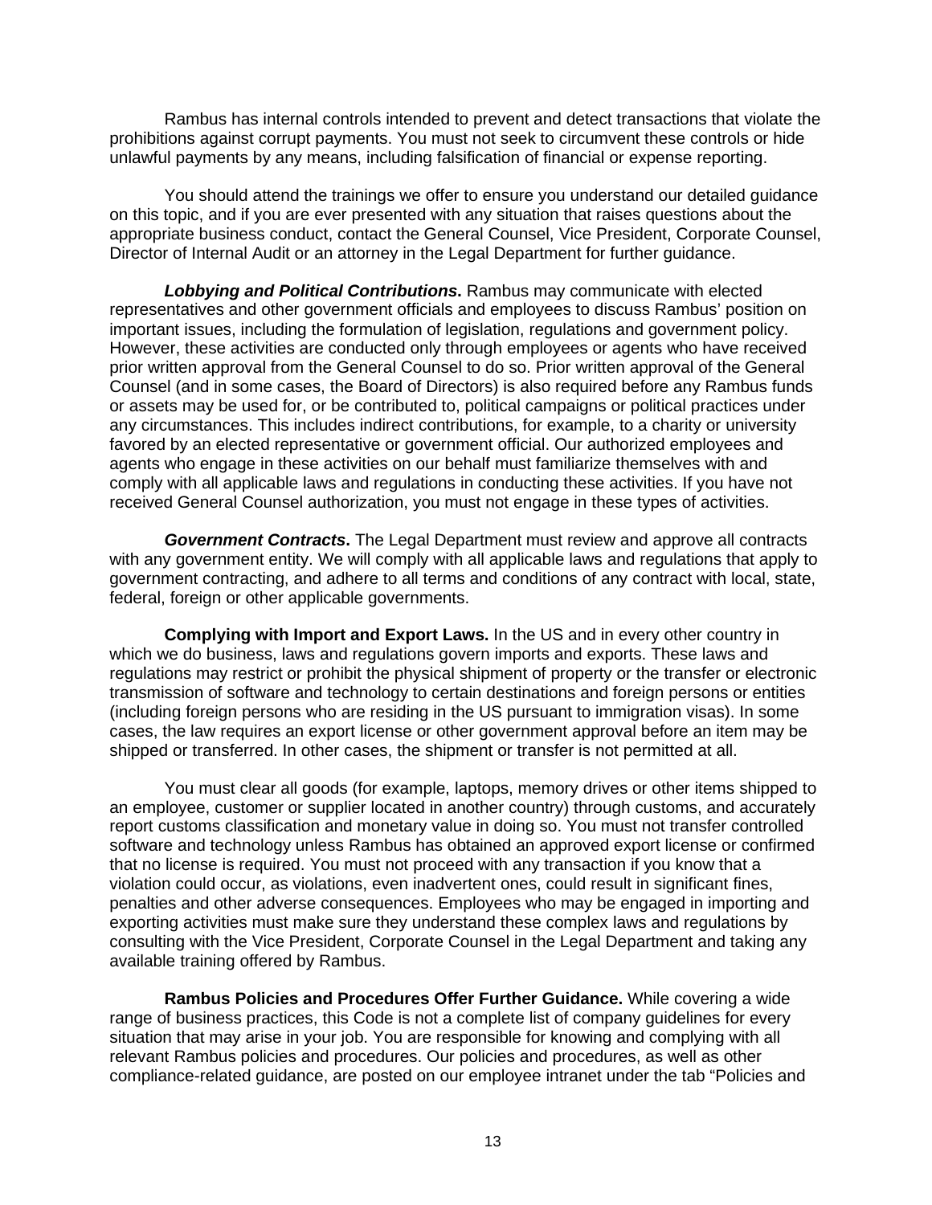Rambus has internal controls intended to prevent and detect transactions that violate the prohibitions against corrupt payments. You must not seek to circumvent these controls or hide unlawful payments by any means, including falsification of financial or expense reporting.

You should attend the trainings we offer to ensure you understand our detailed guidance on this topic, and if you are ever presented with any situation that raises questions about the appropriate business conduct, contact the General Counsel, Vice President, Corporate Counsel, Director of Internal Audit or an attorney in the Legal Department for further guidance.

***Lobbying and Political Contributions*.** Rambus may communicate with elected representatives and other government officials and employees to discuss Rambus' position on important issues, including the formulation of legislation, regulations and government policy. However, these activities are conducted only through employees or agents who have received prior written approval from the General Counsel to do so. Prior written approval of the General Counsel (and in some cases, the Board of Directors) is also required before any Rambus funds or assets may be used for, or be contributed to, political campaigns or political practices under any circumstances. This includes indirect contributions, for example, to a charity or university favored by an elected representative or government official. Our authorized employees and agents who engage in these activities on our behalf must familiarize themselves with and comply with all applicable laws and regulations in conducting these activities. If you have not received General Counsel authorization, you must not engage in these types of activities.

***Government Contracts*.** The Legal Department must review and approve all contracts with any government entity. We will comply with all applicable laws and regulations that apply to government contracting, and adhere to all terms and conditions of any contract with local, state, federal, foreign or other applicable governments.

**Complying with Import and Export Laws.** In the US and in every other country in which we do business, laws and regulations govern imports and exports. These laws and regulations may restrict or prohibit the physical shipment of property or the transfer or electronic transmission of software and technology to certain destinations and foreign persons or entities (including foreign persons who are residing in the US pursuant to immigration visas). In some cases, the law requires an export license or other government approval before an item may be shipped or transferred. In other cases, the shipment or transfer is not permitted at all.

You must clear all goods (for example, laptops, memory drives or other items shipped to an employee, customer or supplier located in another country) through customs, and accurately report customs classification and monetary value in doing so. You must not transfer controlled software and technology unless Rambus has obtained an approved export license or confirmed that no license is required. You must not proceed with any transaction if you know that a violation could occur, as violations, even inadvertent ones, could result in significant fines, penalties and other adverse consequences. Employees who may be engaged in importing and exporting activities must make sure they understand these complex laws and regulations by consulting with the Vice President, Corporate Counsel in the Legal Department and taking any available training offered by Rambus.

**Rambus Policies and Procedures Offer Further Guidance.** While covering a wide range of business practices, this Code is not a complete list of company guidelines for every situation that may arise in your job. You are responsible for knowing and complying with all relevant Rambus policies and procedures. Our policies and procedures, as well as other compliance-related guidance, are posted on our employee intranet under the tab "Policies and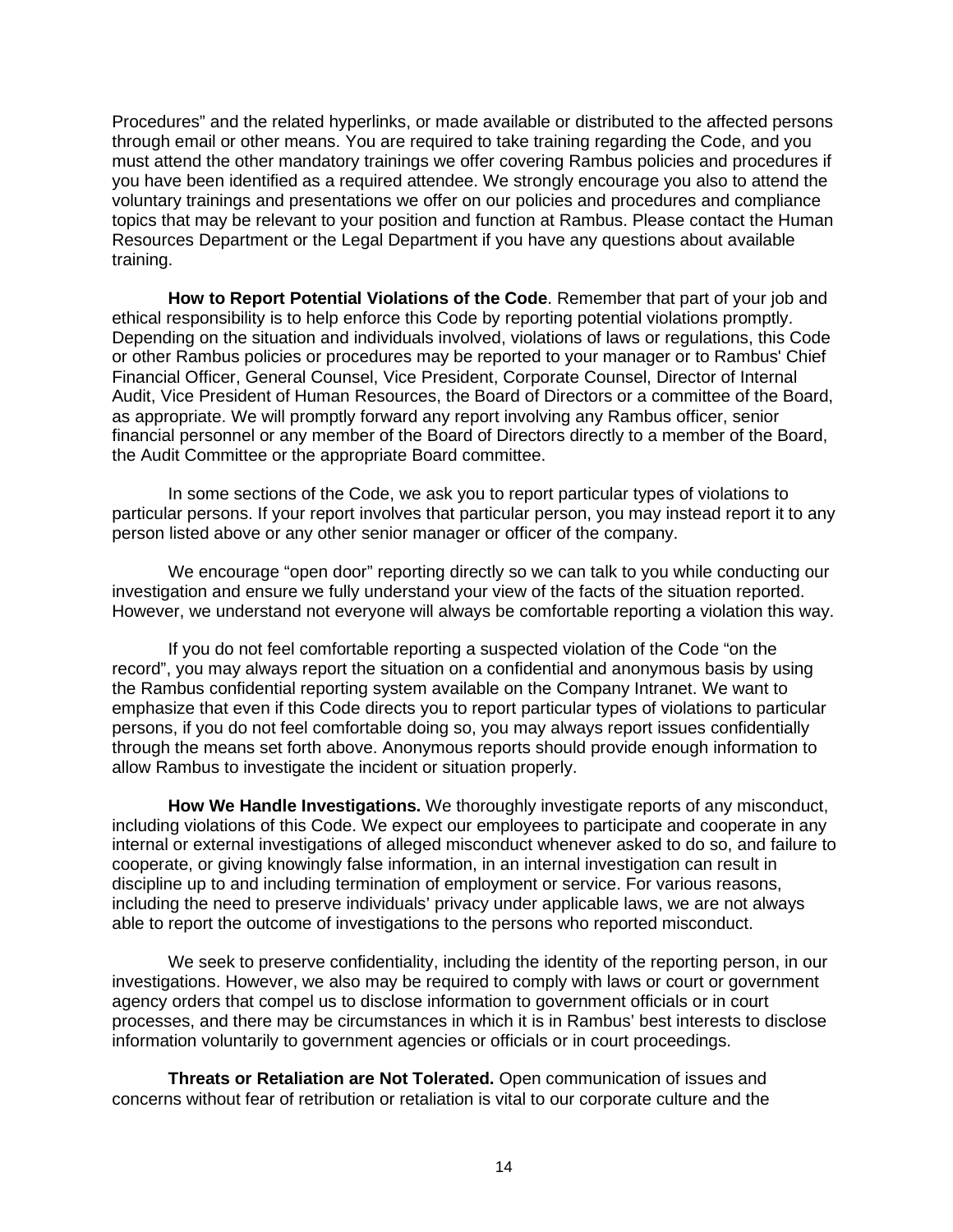Procedures" and the related hyperlinks, or made available or distributed to the affected persons through email or other means. You are required to take training regarding the Code, and you must attend the other mandatory trainings we offer covering Rambus policies and procedures if you have been identified as a required attendee. We strongly encourage you also to attend the voluntary trainings and presentations we offer on our policies and procedures and compliance topics that may be relevant to your position and function at Rambus. Please contact the Human Resources Department or the Legal Department if you have any questions about available training.

**How to Report Potential Violations of the Code**. Remember that part of your job and ethical responsibility is to help enforce this Code by reporting potential violations promptly. Depending on the situation and individuals involved, violations of laws or regulations, this Code or other Rambus policies or procedures may be reported to your manager or to Rambus' Chief Financial Officer, General Counsel, Vice President, Corporate Counsel, Director of Internal Audit, Vice President of Human Resources, the Board of Directors or a committee of the Board, as appropriate. We will promptly forward any report involving any Rambus officer, senior financial personnel or any member of the Board of Directors directly to a member of the Board, the Audit Committee or the appropriate Board committee.

In some sections of the Code, we ask you to report particular types of violations to particular persons. If your report involves that particular person, you may instead report it to any person listed above or any other senior manager or officer of the company.

We encourage "open door" reporting directly so we can talk to you while conducting our investigation and ensure we fully understand your view of the facts of the situation reported. However, we understand not everyone will always be comfortable reporting a violation this way.

If you do not feel comfortable reporting a suspected violation of the Code "on the record", you may always report the situation on a confidential and anonymous basis by using the Rambus confidential reporting system available on the Company Intranet. We want to emphasize that even if this Code directs you to report particular types of violations to particular persons, if you do not feel comfortable doing so, you may always report issues confidentially through the means set forth above. Anonymous reports should provide enough information to allow Rambus to investigate the incident or situation properly.

**How We Handle Investigations.** We thoroughly investigate reports of any misconduct, including violations of this Code. We expect our employees to participate and cooperate in any internal or external investigations of alleged misconduct whenever asked to do so, and failure to cooperate, or giving knowingly false information, in an internal investigation can result in discipline up to and including termination of employment or service. For various reasons, including the need to preserve individuals' privacy under applicable laws, we are not always able to report the outcome of investigations to the persons who reported misconduct.

We seek to preserve confidentiality, including the identity of the reporting person, in our investigations. However, we also may be required to comply with laws or court or government agency orders that compel us to disclose information to government officials or in court processes, and there may be circumstances in which it is in Rambus' best interests to disclose information voluntarily to government agencies or officials or in court proceedings.

**Threats or Retaliation are Not Tolerated.** Open communication of issues and concerns without fear of retribution or retaliation is vital to our corporate culture and the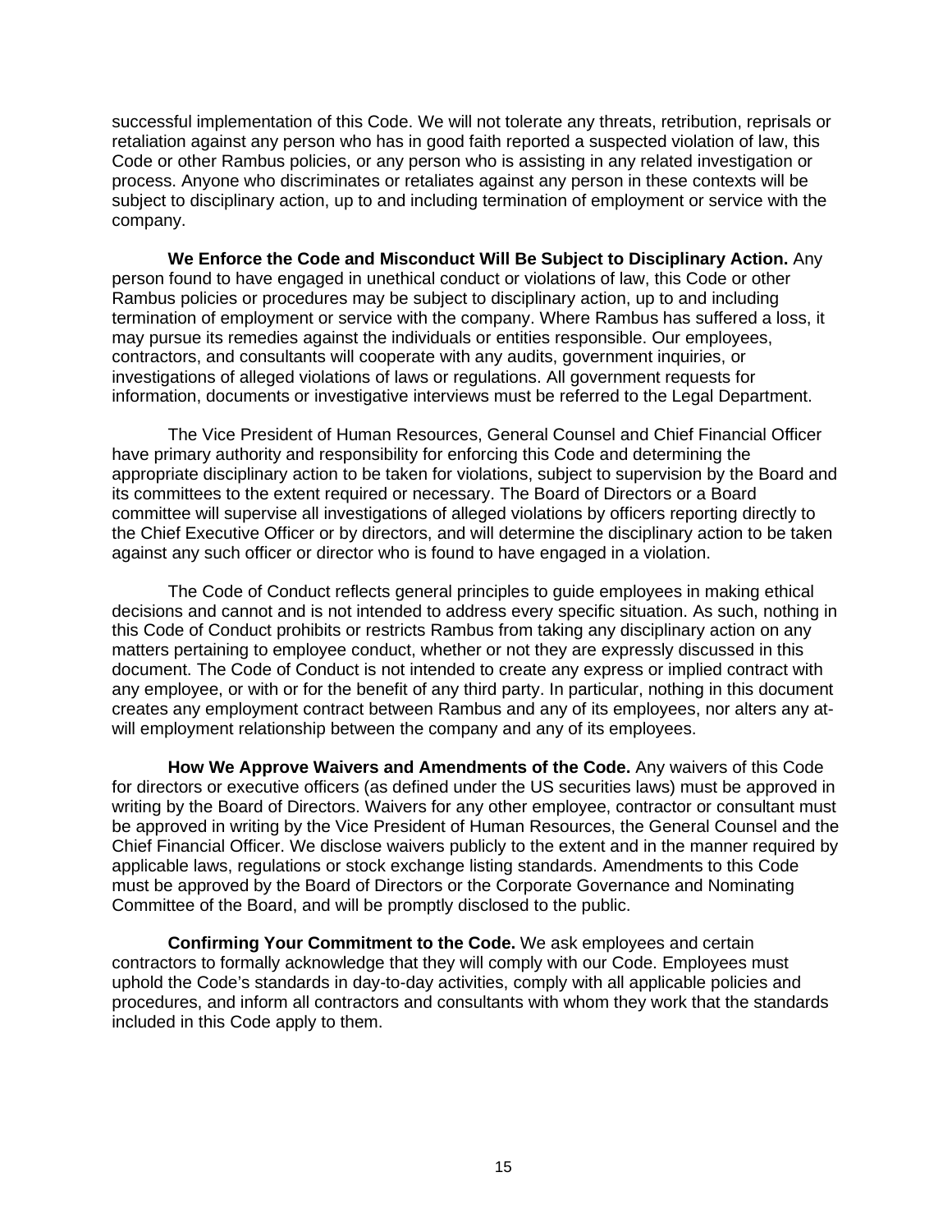successful implementation of this Code. We will not tolerate any threats, retribution, reprisals or retaliation against any person who has in good faith reported a suspected violation of law, this Code or other Rambus policies, or any person who is assisting in any related investigation or process. Anyone who discriminates or retaliates against any person in these contexts will be subject to disciplinary action, up to and including termination of employment or service with the company.

**We Enforce the Code and Misconduct Will Be Subject to Disciplinary Action.** Any person found to have engaged in unethical conduct or violations of law, this Code or other Rambus policies or procedures may be subject to disciplinary action, up to and including termination of employment or service with the company. Where Rambus has suffered a loss, it may pursue its remedies against the individuals or entities responsible. Our employees, contractors, and consultants will cooperate with any audits, government inquiries, or investigations of alleged violations of laws or regulations. All government requests for information, documents or investigative interviews must be referred to the Legal Department.

The Vice President of Human Resources, General Counsel and Chief Financial Officer have primary authority and responsibility for enforcing this Code and determining the appropriate disciplinary action to be taken for violations, subject to supervision by the Board and its committees to the extent required or necessary. The Board of Directors or a Board committee will supervise all investigations of alleged violations by officers reporting directly to the Chief Executive Officer or by directors, and will determine the disciplinary action to be taken against any such officer or director who is found to have engaged in a violation.

The Code of Conduct reflects general principles to guide employees in making ethical decisions and cannot and is not intended to address every specific situation. As such, nothing in this Code of Conduct prohibits or restricts Rambus from taking any disciplinary action on any matters pertaining to employee conduct, whether or not they are expressly discussed in this document. The Code of Conduct is not intended to create any express or implied contract with any employee, or with or for the benefit of any third party. In particular, nothing in this document creates any employment contract between Rambus and any of its employees, nor alters any at-will employment relationship between the company and any of its employees.

**How We Approve Waivers and Amendments of the Code.** Any waivers of this Code for directors or executive officers (as defined under the US securities laws) must be approved in writing by the Board of Directors. Waivers for any other employee, contractor or consultant must be approved in writing by the Vice President of Human Resources, the General Counsel and the Chief Financial Officer. We disclose waivers publicly to the extent and in the manner required by applicable laws, regulations or stock exchange listing standards. Amendments to this Code must be approved by the Board of Directors or the Corporate Governance and Nominating Committee of the Board, and will be promptly disclosed to the public.

**Confirming Your Commitment to the Code.** We ask employees and certain contractors to formally acknowledge that they will comply with our Code. Employees must uphold the Code's standards in day-to-day activities, comply with all applicable policies and procedures, and inform all contractors and consultants with whom they work that the standards included in this Code apply to them.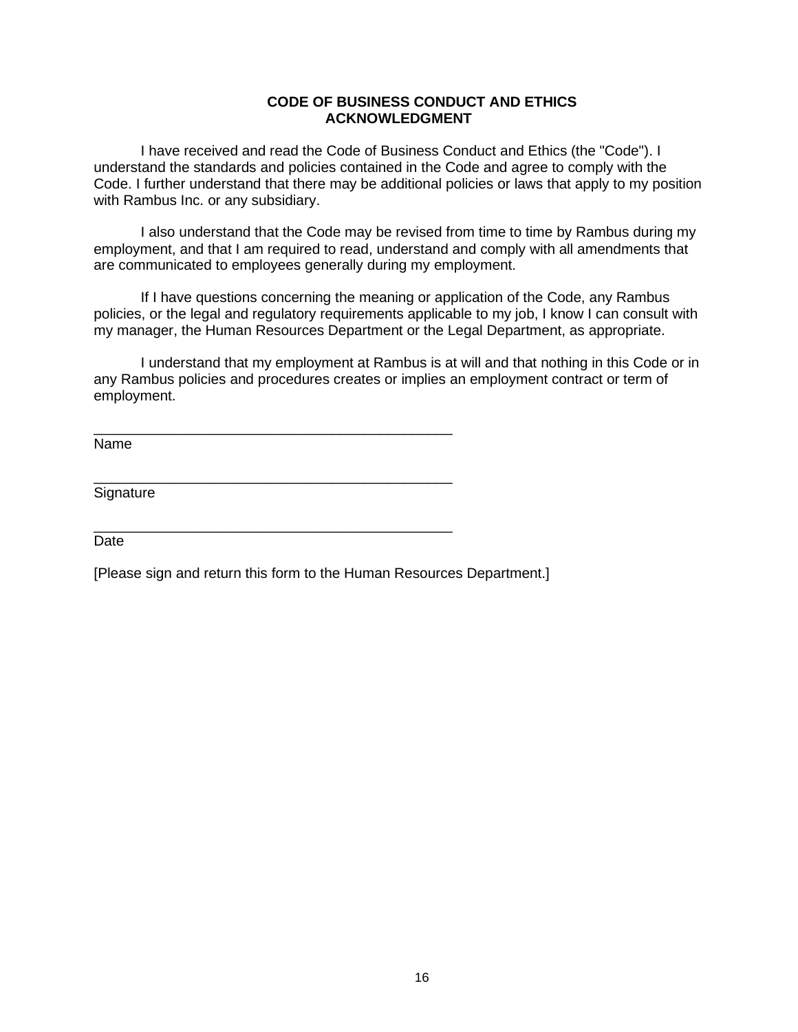**CODE OF BUSINESS CONDUCT AND ETHICS ACKNOWLEDGMENT**

I have received and read the Code of Business Conduct and Ethics (the "Code"). I understand the standards and policies contained in the Code and agree to comply with the Code. I further understand that there may be additional policies or laws that apply to my position with Rambus Inc. or any subsidiary.

I also understand that the Code may be revised from time to time by Rambus during my employment, and that I am required to read, understand and comply with all amendments that are communicated to employees generally during my employment.

If I have questions concerning the meaning or application of the Code, any Rambus policies, or the legal and regulatory requirements applicable to my job, I know I can consult with my manager, the Human Resources Department or the Legal Department, as appropriate.

I understand that my employment at Rambus is at will and that nothing in this Code or in any Rambus policies and procedures creates or implies an employment contract or term of employment.

______________________________________________
Name

______________________________________________
Signature

______________________________________________
Date

[Please sign and return this form to the Human Resources Department.]